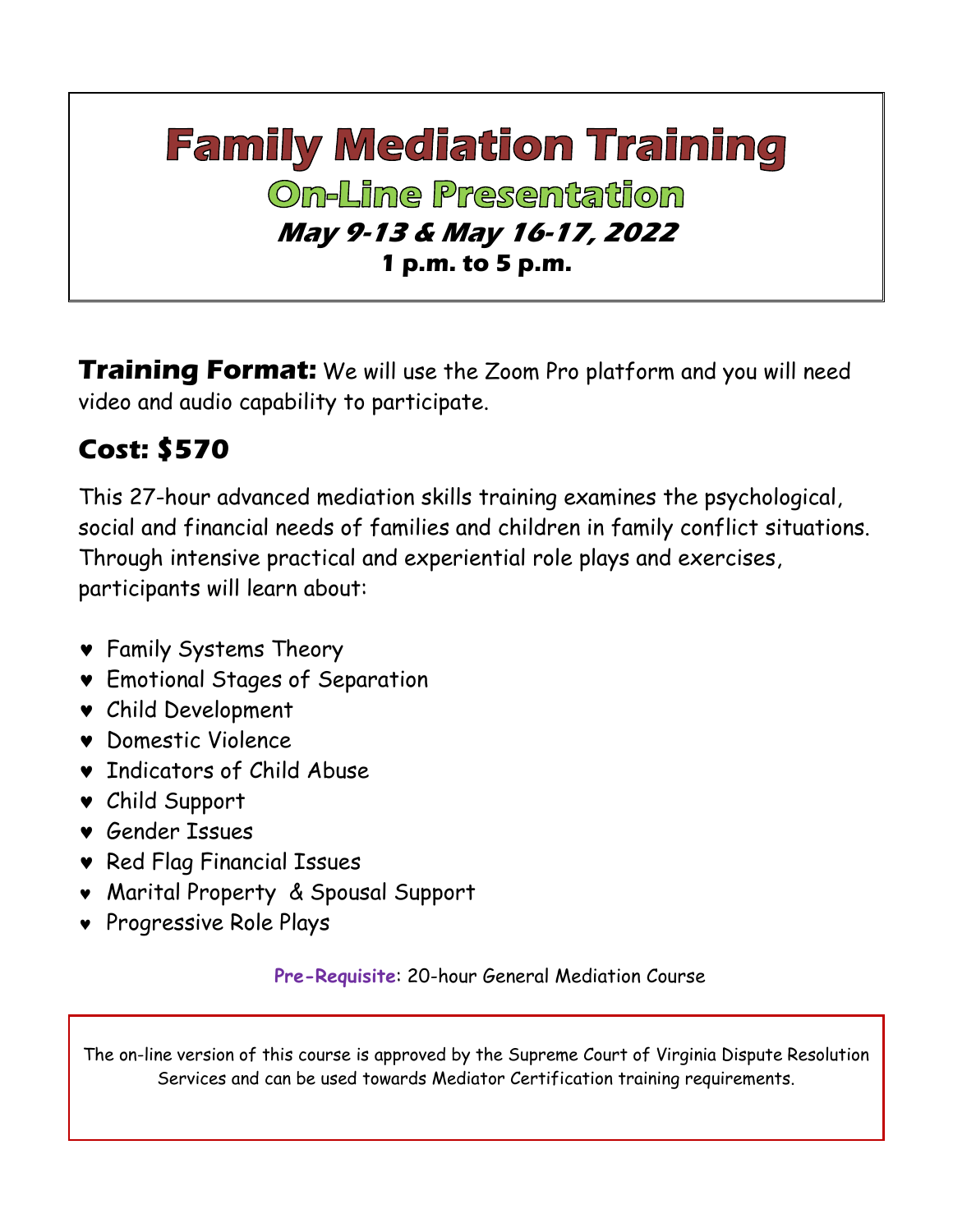# Family Mediation Training

## On-Line Presentation

### *May 9-13 & May 16-17, 2022*

**1 p.m. to 5 p.m.**

**Training Format:** We will use the Zoom Pro platform and you will need video and audio capability to participate.

## Cost: $570

This 27-hour advanced mediation skills training examines the psychological, social and financial needs of families and children in family conflict situations. Through intensive practical and experiential role plays and exercises, participants will learn about:

- Family Systems Theory
- Emotional Stages of Separation
- Child Development
- Domestic Violence
- Indicators of Child Abuse
- Child Support
- Gender Issues
- Red Flag Financial Issues
- Marital Property & Spousal Support
- Progressive Role Plays

**Pre-Requisite**: 20-hour General Mediation Course

The on-line version of this course is approved by the Supreme Court of Virginia Dispute Resolution Services and can be used towards Mediator Certification training requirements.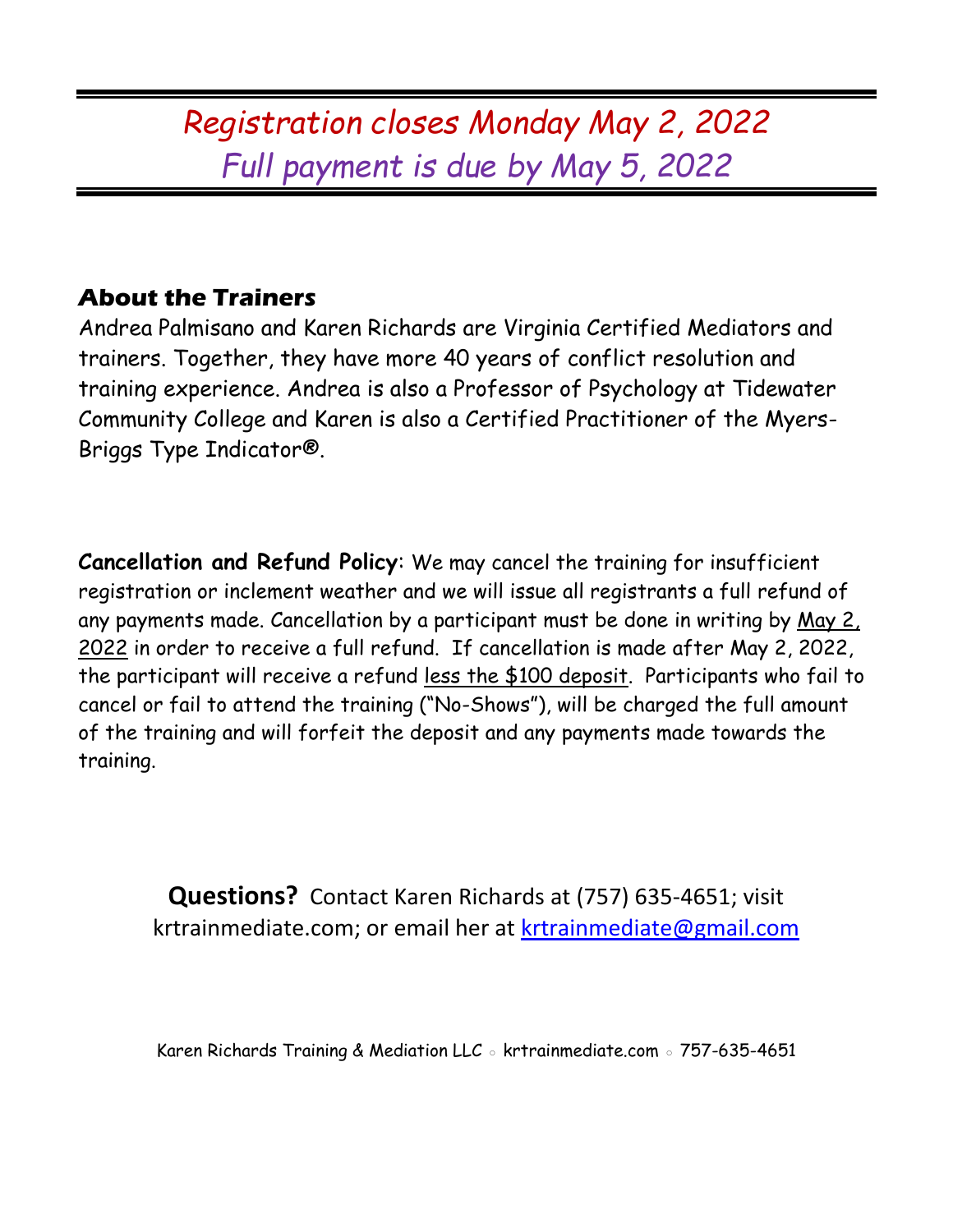*Registration closes Monday May 2, 2022*
*Full payment is due by May 5, 2022*

## About the Trainers

Andrea Palmisano and Karen Richards are Virginia Certified Mediators and trainers. Together, they have more 40 years of conflict resolution and training experience. Andrea is also a Professor of Psychology at Tidewater Community College and Karen is also a Certified Practitioner of the Myers-Briggs Type Indicator®.

**Cancellation and Refund Policy**: We may cancel the training for insufficient registration or inclement weather and we will issue all registrants a full refund of any payments made. Cancellation by a participant must be done in writing by May 2, 2022 in order to receive a full refund. If cancellation is made after May 2, 2022, the participant will receive a refund less the $100 deposit. Participants who fail to cancel or fail to attend the training ("No-Shows"), will be charged the full amount of the training and will forfeit the deposit and any payments made towards the training.

**Questions?** Contact Karen Richards at (757) 635-4651; visit krtrainmediate.com; or email her at krtrainmediate@gmail.com

Karen Richards Training & Mediation LLC ◦ krtrainmediate.com ◦ 757-635-4651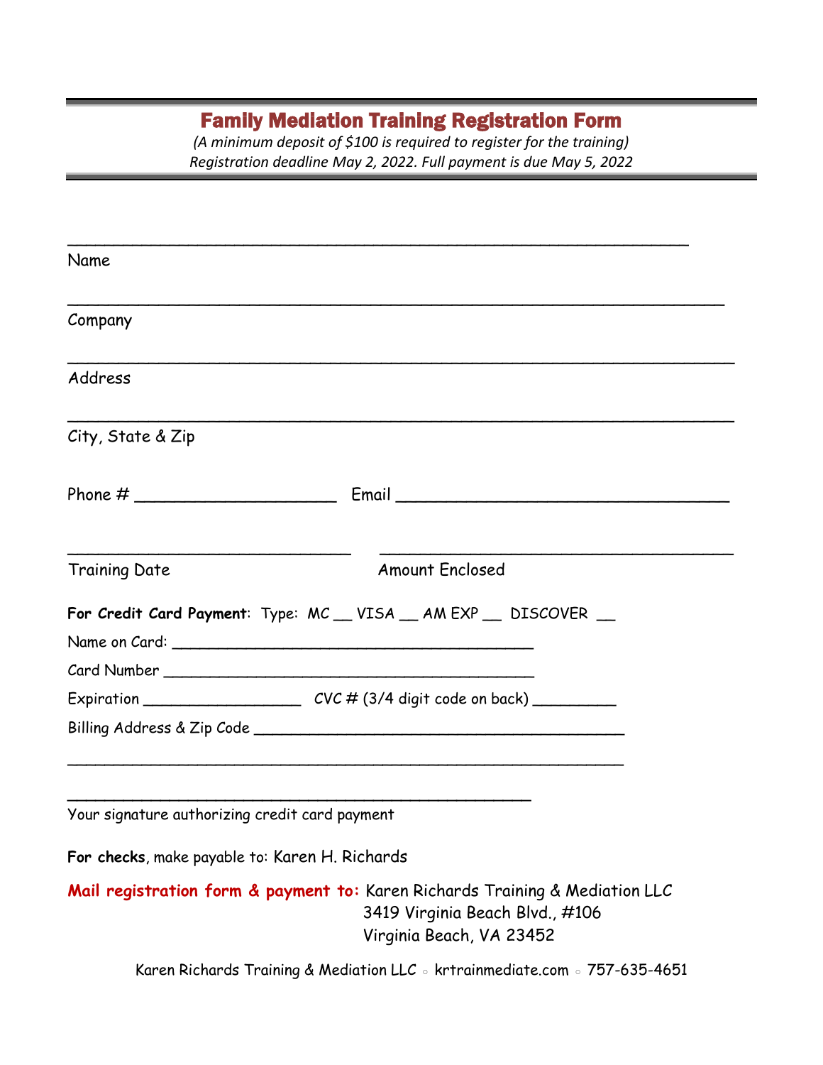# Family Mediation Training Registration Form

*(A minimum deposit of $100 is required to register for the training)*
*Registration deadline May 2, 2022. Full payment is due May 5, 2022*

______________________________________________________________
Name

______________________________________________________________
Company

______________________________________________________________
Address

______________________________________________________________
City, State & Zip

Phone # ____________________ Email ________________________________

______________________ ____________________________
Training Date Amount Enclosed

**For Credit Card Payment**: Type: MC __ VISA __ AM EXP __ DISCOVER __

Name on Card: ____________________________________

Card Number ____________________________________

Expiration _______________ CVC # (3/4 digit code on back) ________

Billing Address & Zip Code ____________________________________

________________________________________________________

______________________________________________
Your signature authorizing credit card payment

**For checks**, make payable to: Karen H. Richards

**Mail registration form & payment to:** Karen Richards Training & Mediation LLC
3419 Virginia Beach Blvd., #106
Virginia Beach, VA 23452

Karen Richards Training & Mediation LLC ◦ krtrainmediate.com ◦ 757-635-4651